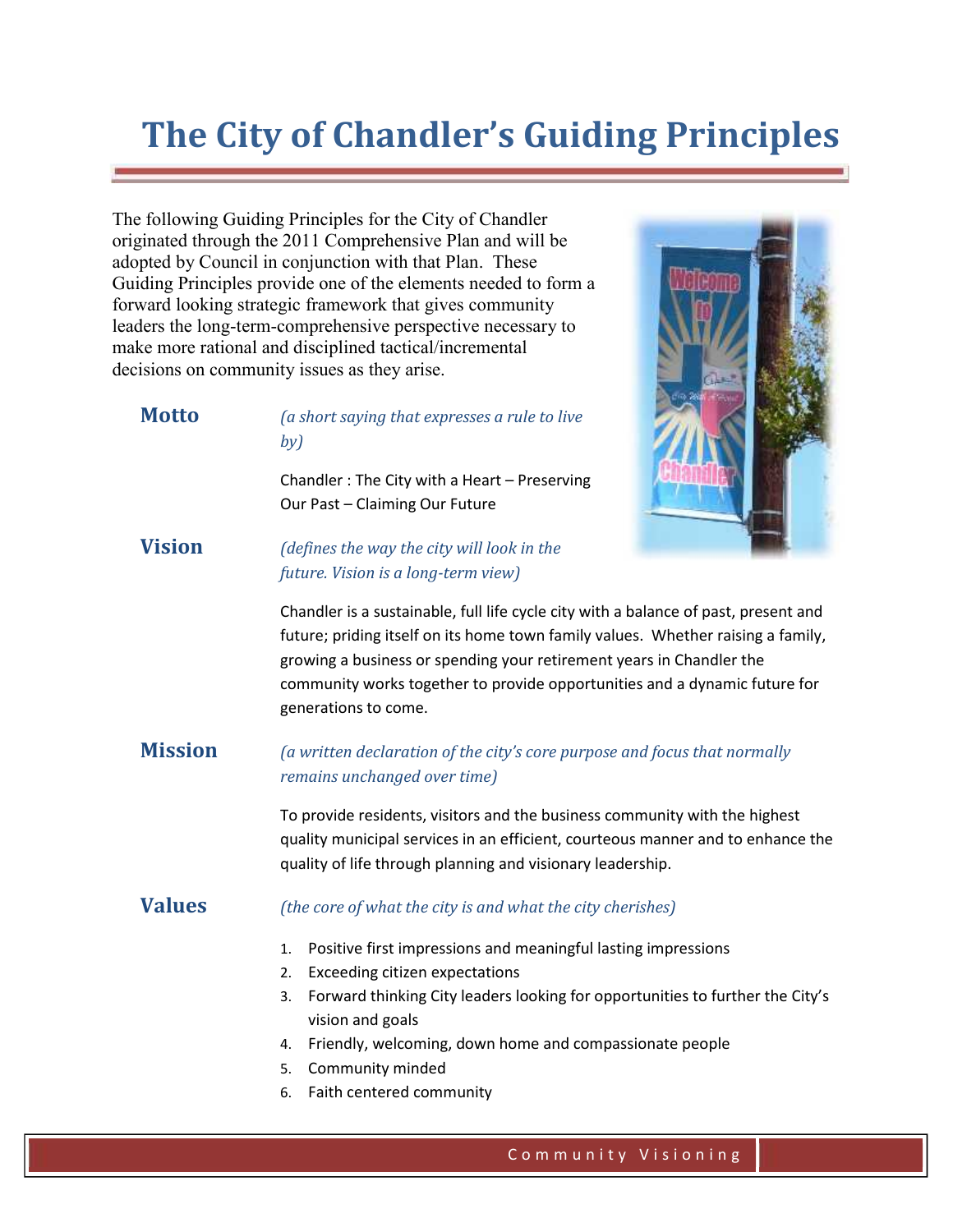# The City of Chandler's Guiding Principles

The following Guiding Principles for the City of Chandler originated through the 2011 Comprehensive Plan and will be adopted by Council in conjunction with that Plan. These Guiding Principles provide one of the elements needed to form a forward looking strategic framework that gives community leaders the long-term-comprehensive perspective necessary to make more rational and disciplined tactical/incremental decisions on community issues as they arise.

## Motto

*(a short saying that expresses a rule to live by)*

Chandler : The City with a Heart – Preserving Our Past – Claiming Our Future

## Vision

*(defines the way the city will look in the future. Vision is a long-term view)*

Chandler is a sustainable, full life cycle city with a balance of past, present and future; priding itself on its home town family values. Whether raising a family, growing a business or spending your retirement years in Chandler the community works together to provide opportunities and a dynamic future for generations to come.

## Mission

*(a written declaration of the city's core purpose and focus that normally remains unchanged over time)*

To provide residents, visitors and the business community with the highest quality municipal services in an efficient, courteous manner and to enhance the quality of life through planning and visionary leadership.

## Values

*(the core of what the city is and what the city cherishes)*

1. Positive first impressions and meaningful lasting impressions
2. Exceeding citizen expectations
3. Forward thinking City leaders looking for opportunities to further the City's vision and goals
4. Friendly, welcoming, down home and compassionate people
5. Community minded
6. Faith centered community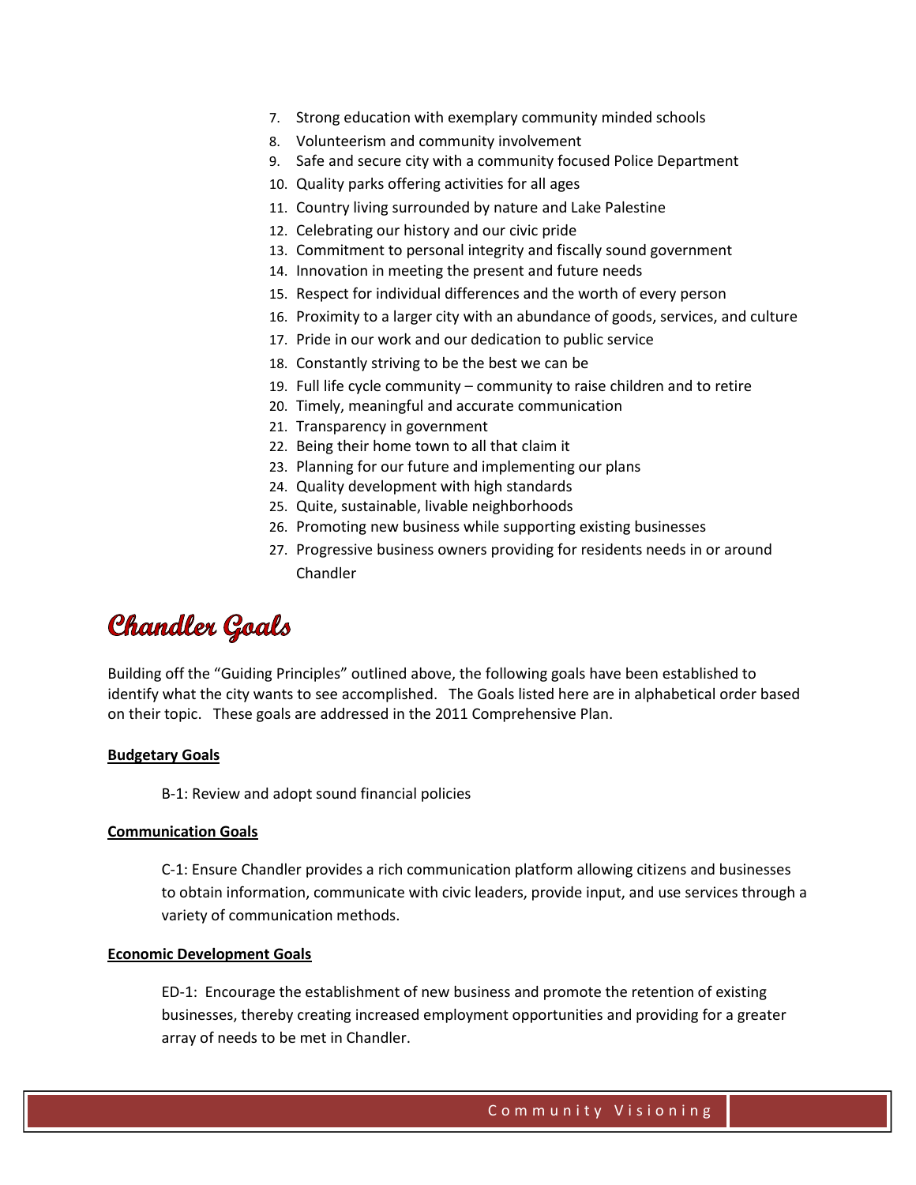7. Strong education with exemplary community minded schools
8. Volunteerism and community involvement
9. Safe and secure city with a community focused Police Department
10. Quality parks offering activities for all ages
11. Country living surrounded by nature and Lake Palestine
12. Celebrating our history and our civic pride
13. Commitment to personal integrity and fiscally sound government
14. Innovation in meeting the present and future needs
15. Respect for individual differences and the worth of every person
16. Proximity to a larger city with an abundance of goods, services, and culture
17. Pride in our work and our dedication to public service
18. Constantly striving to be the best we can be
19. Full life cycle community – community to raise children and to retire
20. Timely, meaningful and accurate communication
21. Transparency in government
22. Being their home town to all that claim it
23. Planning for our future and implementing our plans
24. Quality development with high standards
25. Quite, sustainable, livable neighborhoods
26. Promoting new business while supporting existing businesses
27. Progressive business owners providing for residents needs in or around Chandler

# Chandler Goals

Building off the "Guiding Principles" outlined above, the following goals have been established to identify what the city wants to see accomplished. The Goals listed here are in alphabetical order based on their topic. These goals are addressed in the 2011 Comprehensive Plan.

**Budgetary Goals**

B-1: Review and adopt sound financial policies

**Communication Goals**

C-1: Ensure Chandler provides a rich communication platform allowing citizens and businesses to obtain information, communicate with civic leaders, provide input, and use services through a variety of communication methods.

**Economic Development Goals**

ED-1: Encourage the establishment of new business and promote the retention of existing businesses, thereby creating increased employment opportunities and providing for a greater array of needs to be met in Chandler.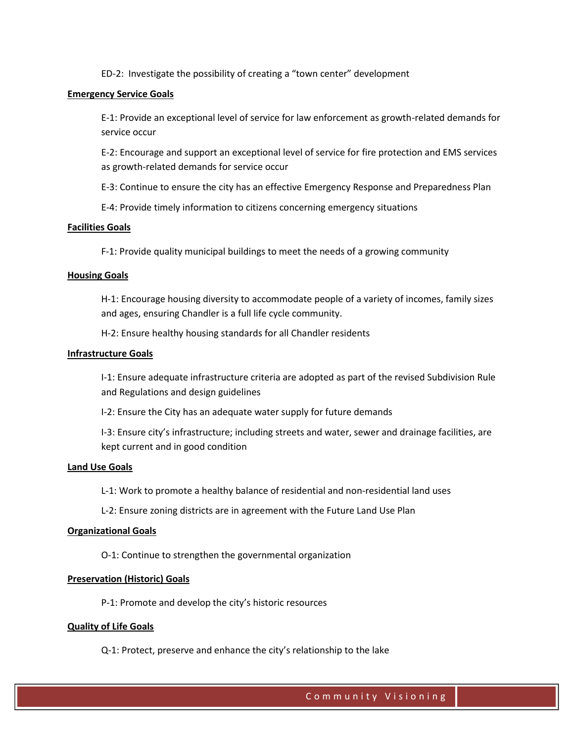ED-2: Investigate the possibility of creating a "town center" development

**Emergency Service Goals**

E-1: Provide an exceptional level of service for law enforcement as growth-related demands for service occur

E-2: Encourage and support an exceptional level of service for fire protection and EMS services as growth-related demands for service occur

E-3: Continue to ensure the city has an effective Emergency Response and Preparedness Plan

E-4: Provide timely information to citizens concerning emergency situations

**Facilities Goals**

F-1: Provide quality municipal buildings to meet the needs of a growing community

**Housing Goals**

H-1: Encourage housing diversity to accommodate people of a variety of incomes, family sizes and ages, ensuring Chandler is a full life cycle community.

H-2: Ensure healthy housing standards for all Chandler residents

**Infrastructure Goals**

I-1: Ensure adequate infrastructure criteria are adopted as part of the revised Subdivision Rule and Regulations and design guidelines

I-2: Ensure the City has an adequate water supply for future demands

I-3: Ensure city's infrastructure; including streets and water, sewer and drainage facilities, are kept current and in good condition

**Land Use Goals**

L-1: Work to promote a healthy balance of residential and non-residential land uses

L-2: Ensure zoning districts are in agreement with the Future Land Use Plan

**Organizational Goals**

O-1: Continue to strengthen the governmental organization

**Preservation (Historic) Goals**

P-1: Promote and develop the city's historic resources

**Quality of Life Goals**

Q-1: Protect, preserve and enhance the city's relationship to the lake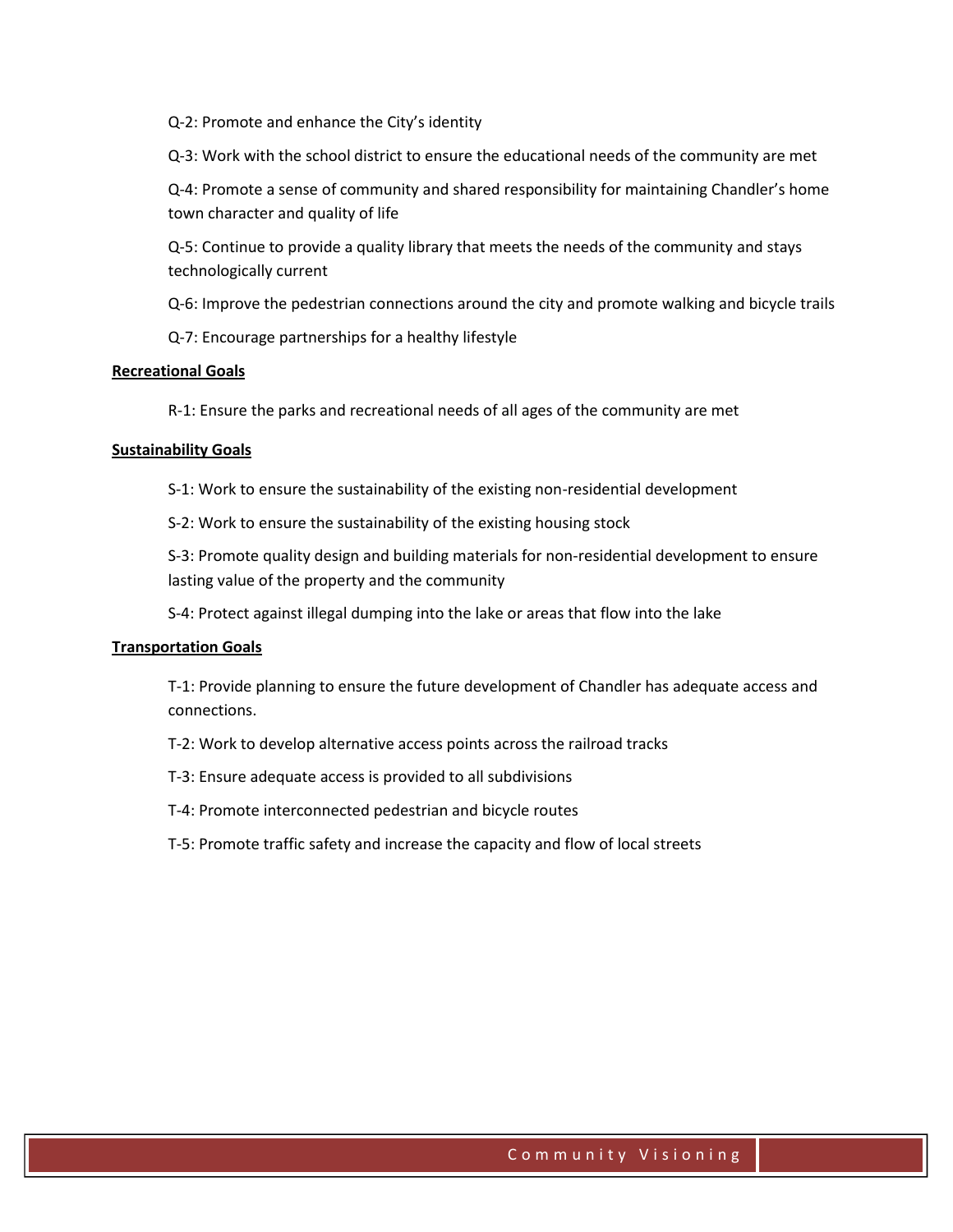Q-2: Promote and enhance the City's identity

Q-3: Work with the school district to ensure the educational needs of the community are met

Q-4: Promote a sense of community and shared responsibility for maintaining Chandler's home town character and quality of life

Q-5: Continue to provide a quality library that meets the needs of the community and stays technologically current

Q-6: Improve the pedestrian connections around the city and promote walking and bicycle trails

Q-7: Encourage partnerships for a healthy lifestyle

**Recreational Goals**

R-1: Ensure the parks and recreational needs of all ages of the community are met

**Sustainability Goals**

S-1: Work to ensure the sustainability of the existing non-residential development

S-2: Work to ensure the sustainability of the existing housing stock

S-3: Promote quality design and building materials for non-residential development to ensure lasting value of the property and the community

S-4: Protect against illegal dumping into the lake or areas that flow into the lake

**Transportation Goals**

T-1: Provide planning to ensure the future development of Chandler has adequate access and connections.

T-2: Work to develop alternative access points across the railroad tracks

T-3: Ensure adequate access is provided to all subdivisions

T-4: Promote interconnected pedestrian and bicycle routes

T-5: Promote traffic safety and increase the capacity and flow of local streets